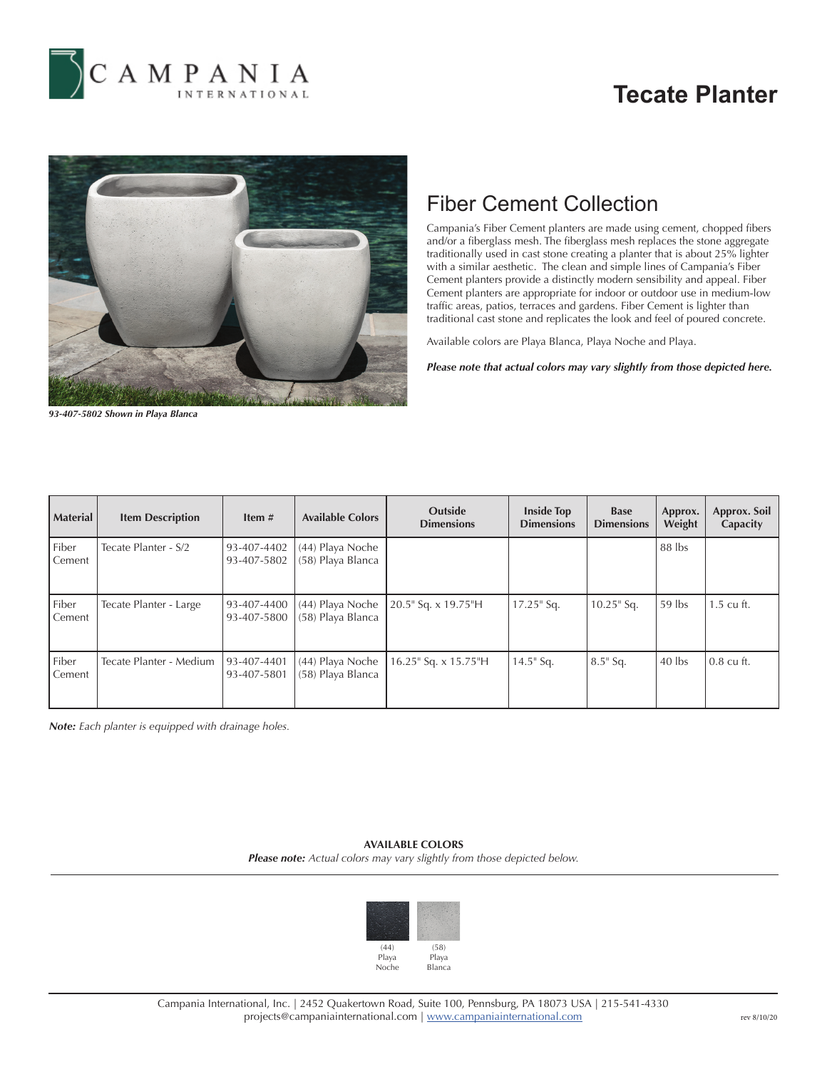CAMPANIA INTERNATIONAL

# Tecate Planter

*93-407-5802 Shown in Playa Blanca*

## Fiber Cement Collection

Campania's Fiber Cement planters are made using cement, chopped fibers and/or a fiberglass mesh. The fiberglass mesh replaces the stone aggregate traditionally used in cast stone creating a planter that is about 25% lighter with a similar aesthetic. The clean and simple lines of Campania's Fiber Cement planters provide a distinctly modern sensibility and appeal. Fiber Cement planters are appropriate for indoor or outdoor use in medium-low traffic areas, patios, terraces and gardens. Fiber Cement is lighter than traditional cast stone and replicates the look and feel of poured concrete.

Available colors are Playa Blanca, Playa Noche and Playa.

***Please note that actual colors may vary slightly from those depicted here.***

| Material | Item Description | Item # | Available Colors | Outside Dimensions | Inside Top Dimensions | Base Dimensions | Approx. Weight | Approx. Soil Capacity |
|---|---|---|---|---|---|---|---|---|
| Fiber Cement | Tecate Planter - S/2 | 93-407-4402<br>93-407-5802 | (44) Playa Noche<br>(58) Playa Blanca | | | | 88 lbs | |
| Fiber Cement | Tecate Planter - Large | 93-407-4400<br>93-407-5800 | (44) Playa Noche<br>(58) Playa Blanca | 20.5" Sq. x 19.75"H | 17.25" Sq. | 10.25" Sq. | 59 lbs | 1.5 cu ft. |
| Fiber Cement | Tecate Planter - Medium | 93-407-4401<br>93-407-5801 | (44) Playa Noche<br>(58) Playa Blanca | 16.25" Sq. x 15.75"H | 14.5" Sq. | 8.5" Sq. | 40 lbs | 0.8 cu ft. |

***Note:*** *Each planter is equipped with drainage holes.*

**AVAILABLE COLORS**

***Please note:*** *Actual colors may vary slightly from those depicted below.*

(44) Playa Noche

(58) Playa Blanca

Campania International, Inc. | 2452 Quakertown Road, Suite 100, Pennsburg, PA 18073 USA | 215-541-4330
projects@campaniainternational.com | www.campaniainternational.com

rev 8/10/20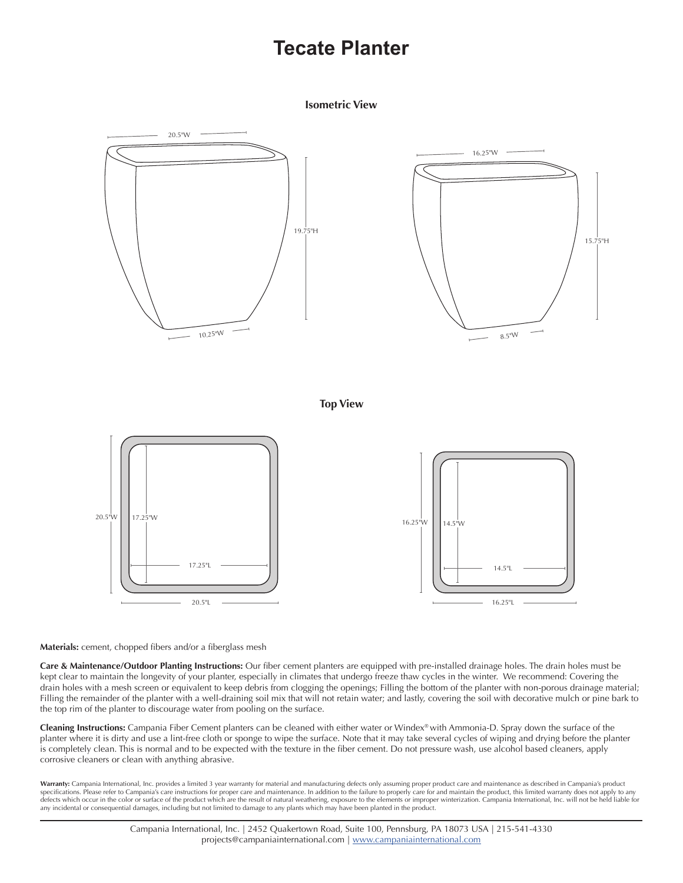# Tecate Planter

**Isometric View**

20.5"W

19.75"H

10.25"W

16.25"W

15.75"H

8.5"W

**Top View**

20.5"W

17.25"W

17.25"L

20.5"L

16.25"W

14.5"W

14.5"L

16.25"L

**Materials:** cement, chopped fibers and/or a fiberglass mesh

**Care & Maintenance/Outdoor Planting Instructions:** Our fiber cement planters are equipped with pre-installed drainage holes. The drain holes must be kept clear to maintain the longevity of your planter, especially in climates that undergo freeze thaw cycles in the winter. We recommend: Covering the drain holes with a mesh screen or equivalent to keep debris from clogging the openings; Filling the bottom of the planter with non-porous drainage material; Filling the remainder of the planter with a well-draining soil mix that will not retain water; and lastly, covering the soil with decorative mulch or pine bark to the top rim of the planter to discourage water from pooling on the surface.

**Cleaning Instructions:** Campania Fiber Cement planters can be cleaned with either water or Windex® with Ammonia-D. Spray down the surface of the planter where it is dirty and use a lint-free cloth or sponge to wipe the surface. Note that it may take several cycles of wiping and drying before the planter is completely clean. This is normal and to be expected with the texture in the fiber cement. Do not pressure wash, use alcohol based cleaners, apply corrosive cleaners or clean with anything abrasive.

**Warranty:** Campania International, Inc. provides a limited 3 year warranty for material and manufacturing defects only assuming proper product care and maintenance as described in Campania's product specifications. Please refer to Campania's care instructions for proper care and maintenance. In addition to the failure to properly care for and maintain the product, this limited warranty does not apply to any defects which occur in the color or surface of the product which are the result of natural weathering, exposure to the elements or improper winterization. Campania International, Inc. will not be held liable for any incidental or consequential damages, including but not limited to damage to any plants which may have been planted in the product.

Campania International, Inc. | 2452 Quakertown Road, Suite 100, Pennsburg, PA 18073 USA | 215-541-4330
projects@campaniainternational.com | www.campaniainternational.com